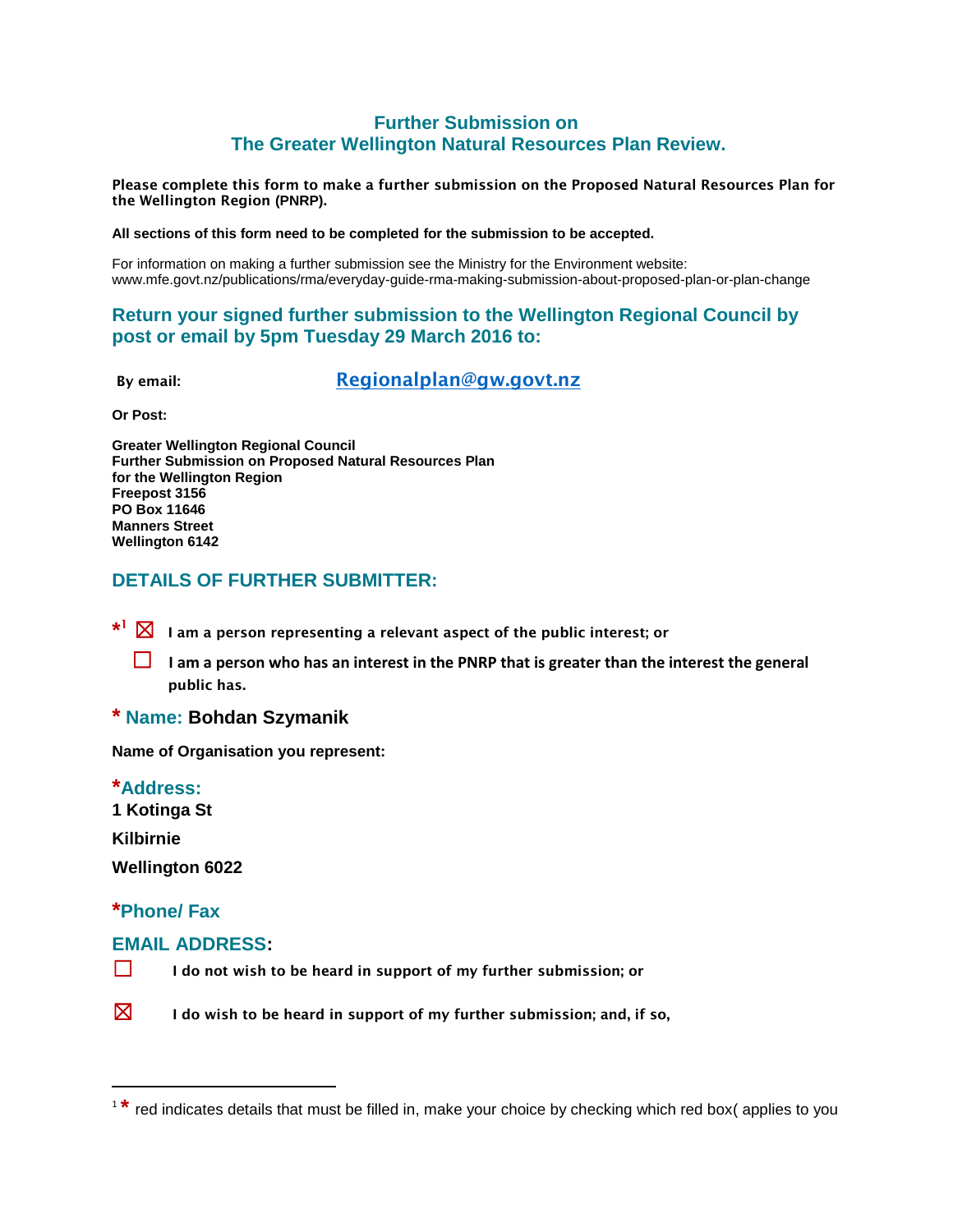# Further Submission on
# The Greater Wellington Natural Resources Plan Review.

**Please complete this form to make a further submission on the Proposed Natural Resources Plan for the Wellington Region (PNRP).**

**All sections of this form need to be completed for the submission to be accepted.**

For information on making a further submission see the Ministry for the Environment website: www.mfe.govt.nz/publications/rma/everyday-guide-rma-making-submission-about-proposed-plan-or-plan-change

## Return your signed further submission to the Wellington Regional Council by post or email by 5pm Tuesday 29 March 2016 to:

**By email:** [Regionalplan@gw.govt.nz](mailto:Regionalplan@gw.govt.nz)

**Or Post:**

**Greater Wellington Regional Council**
**Further Submission on Proposed Natural Resources Plan**
**for the Wellington Region**
**Freepost 3156**
**PO Box 11646**
**Manners Street**
**Wellington 6142**

## DETAILS OF FURTHER SUBMITTER:

*[1] ☒ **I am a person representing a relevant aspect of the public interest; or**

☐ **I am a person who has an interest in the PNRP that is greater than the interest the general public has.**

**\* Name: Bohdan Szymanik**

**Name of Organisation you represent:**

**\*Address:**

**1 Kotinga St**

**Kilbirnie**

**Wellington 6022**

**\*Phone/ Fax**

**EMAIL ADDRESS:**

☐ **I do not wish to be heard in support of my further submission; or**

☒ **I do wish to be heard in support of my further submission; and, if so,**

---

[1] * red indicates details that must be filled in, make your choice by checking which red box( applies to you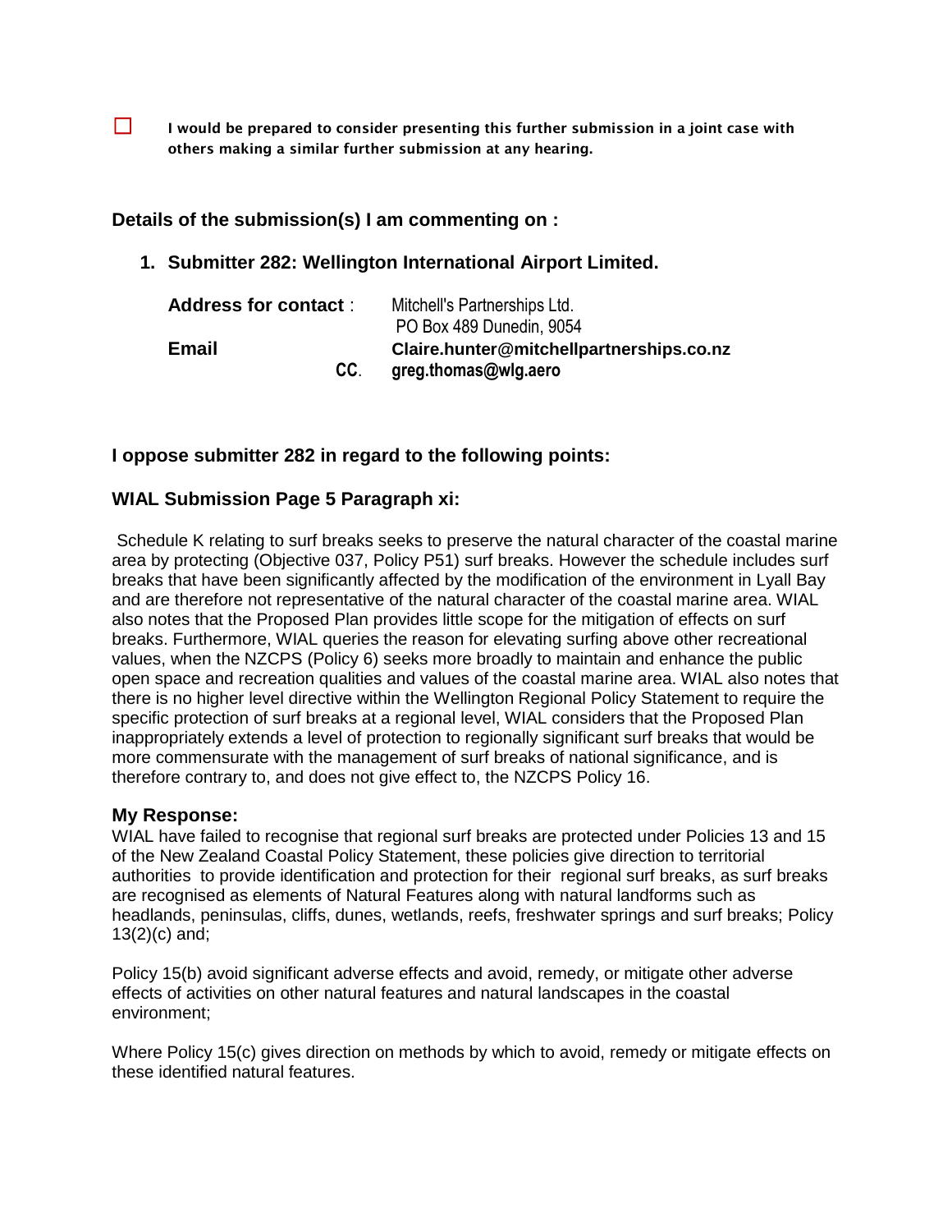☐ **I would be prepared to consider presenting this further submission in a joint case with others making a similar further submission at any hearing.**

### Details of the submission(s) I am commenting on :

1. **Submitter 282: Wellington International Airport Limited.**

   **Address for contact** : Mitchell's Partnerships Ltd.
   PO Box 489 Dunedin, 9054

   **Email** **Claire.hunter@mitchellpartnerships.co.nz**
   **CC. greg.thomas@wlg.aero**

### I oppose submitter 282 in regard to the following points:

### WIAL Submission Page 5 Paragraph xi:

Schedule K relating to surf breaks seeks to preserve the natural character of the coastal marine area by protecting (Objective 037, Policy P51) surf breaks. However the schedule includes surf breaks that have been significantly affected by the modification of the environment in Lyall Bay and are therefore not representative of the natural character of the coastal marine area. WIAL also notes that the Proposed Plan provides little scope for the mitigation of effects on surf breaks. Furthermore, WIAL queries the reason for elevating surfing above other recreational values, when the NZCPS (Policy 6) seeks more broadly to maintain and enhance the public open space and recreation qualities and values of the coastal marine area. WIAL also notes that there is no higher level directive within the Wellington Regional Policy Statement to require the specific protection of surf breaks at a regional level, WIAL considers that the Proposed Plan inappropriately extends a level of protection to regionally significant surf breaks that would be more commensurate with the management of surf breaks of national significance, and is therefore contrary to, and does not give effect to, the NZCPS Policy 16.

**My Response:**
WIAL have failed to recognise that regional surf breaks are protected under Policies 13 and 15 of the New Zealand Coastal Policy Statement, these policies give direction to territorial authorities to provide identification and protection for their regional surf breaks, as surf breaks are recognised as elements of Natural Features along with natural landforms such as headlands, peninsulas, cliffs, dunes, wetlands, reefs, freshwater springs and surf breaks; Policy 13(2)(c) and;

Policy 15(b) avoid significant adverse effects and avoid, remedy, or mitigate other adverse effects of activities on other natural features and natural landscapes in the coastal environment;

Where Policy 15(c) gives direction on methods by which to avoid, remedy or mitigate effects on these identified natural features.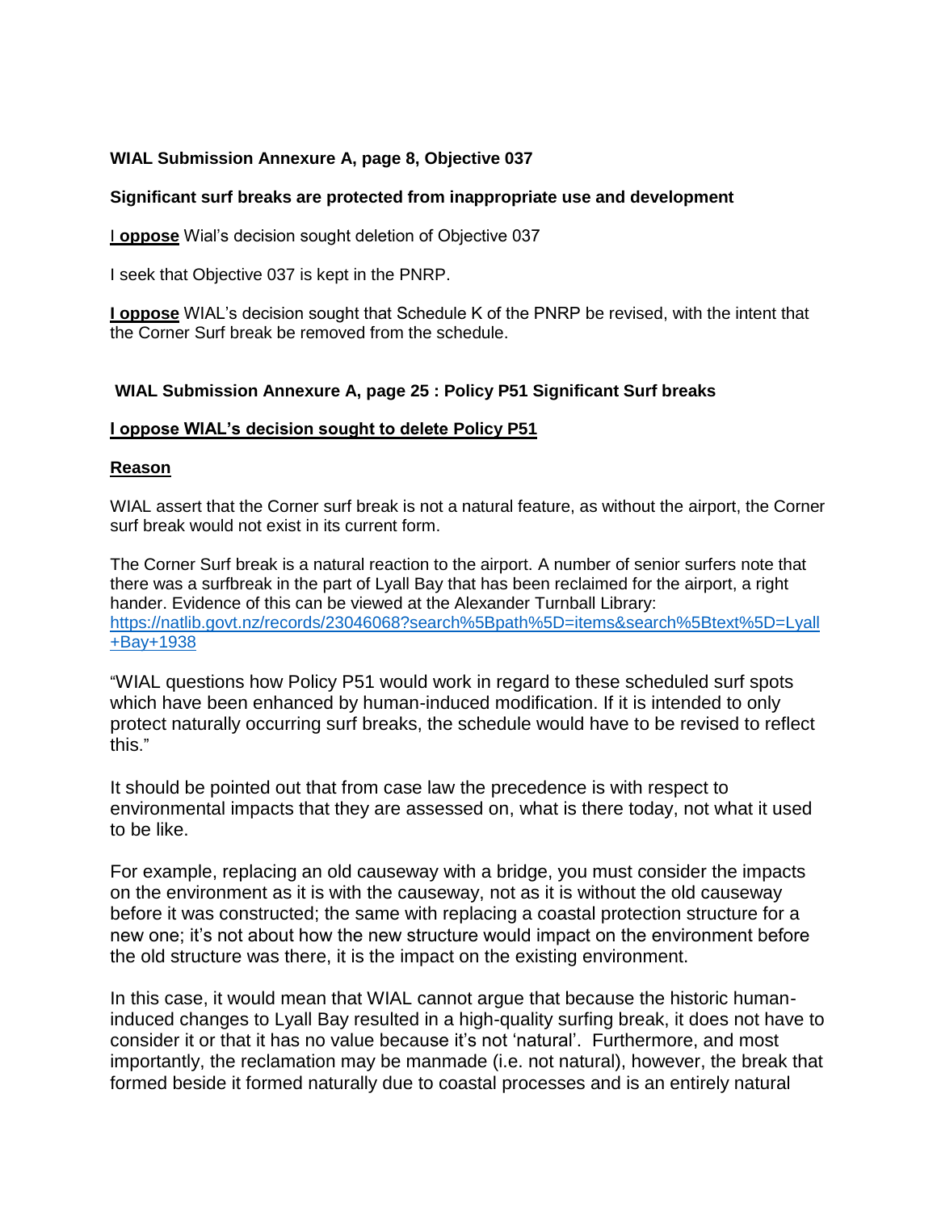**WIAL Submission Annexure A, page 8, Objective 037**

**Significant surf breaks are protected from inappropriate use and development**

**I oppose** Wial's decision sought deletion of Objective 037

I seek that Objective 037 is kept in the PNRP.

**I oppose** WIAL's decision sought that Schedule K of the PNRP be revised, with the intent that the Corner Surf break be removed from the schedule.

**WIAL Submission Annexure A, page 25 : Policy P51 Significant Surf breaks**

**I oppose WIAL's decision sought to delete Policy P51**

**Reason**

WIAL assert that the Corner surf break is not a natural feature, as without the airport, the Corner surf break would not exist in its current form.

The Corner Surf break is a natural reaction to the airport. A number of senior surfers note that there was a surfbreak in the part of Lyall Bay that has been reclaimed for the airport, a right hander. Evidence of this can be viewed at the Alexander Turnball Library: [https://natlib.govt.nz/records/23046068?search%5Bpath%5D=items&search%5Btext%5D=Lyall+Bay+1938](https://natlib.govt.nz/records/23046068?search%5Bpath%5D=items&search%5Btext%5D=Lyall+Bay+1938)

"WIAL questions how Policy P51 would work in regard to these scheduled surf spots which have been enhanced by human-induced modification. If it is intended to only protect naturally occurring surf breaks, the schedule would have to be revised to reflect this."

It should be pointed out that from case law the precedence is with respect to environmental impacts that they are assessed on, what is there today, not what it used to be like.

For example, replacing an old causeway with a bridge, you must consider the impacts on the environment as it is with the causeway, not as it is without the old causeway before it was constructed; the same with replacing a coastal protection structure for a new one; it's not about how the new structure would impact on the environment before the old structure was there, it is the impact on the existing environment.

In this case, it would mean that WIAL cannot argue that because the historic human-induced changes to Lyall Bay resulted in a high-quality surfing break, it does not have to consider it or that it has no value because it's not 'natural'. Furthermore, and most importantly, the reclamation may be manmade (i.e. not natural), however, the break that formed beside it formed naturally due to coastal processes and is an entirely natural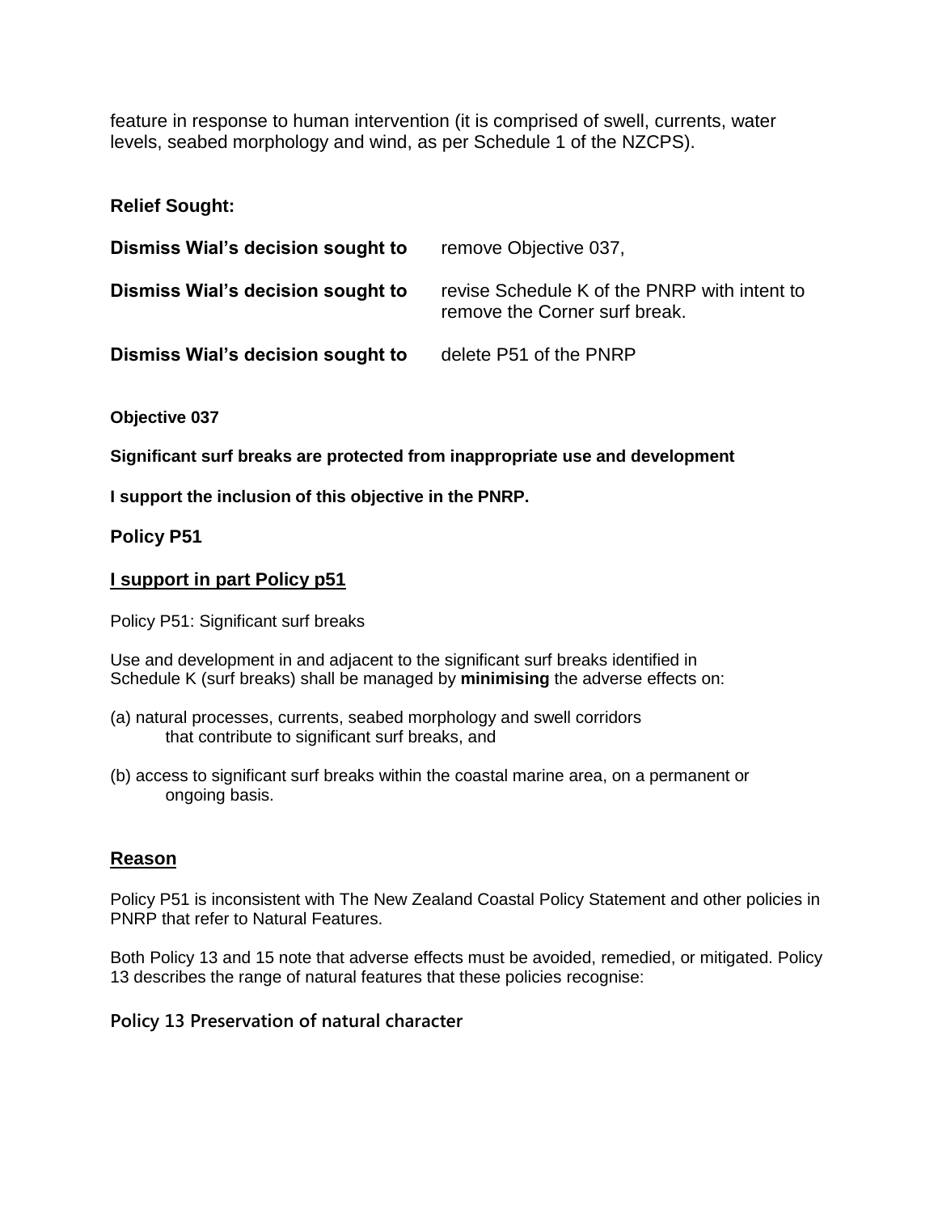feature in response to human intervention (it is comprised of swell, currents, water levels, seabed morphology and wind, as per Schedule 1 of the NZCPS).

**Relief Sought:**

| | |
|---|---|
| **Dismiss Wial's decision sought to** | remove Objective 037, |
| **Dismiss Wial's decision sought to** | revise Schedule K of the PNRP with intent to remove the Corner surf break. |
| **Dismiss Wial's decision sought to** | delete P51 of the PNRP |

**Objective 037**

**Significant surf breaks are protected from inappropriate use and development**

**I support the inclusion of this objective in the PNRP.**

**Policy P51**

**<u>I support in part Policy p51</u>**

Policy P51: Significant surf breaks

Use and development in and adjacent to the significant surf breaks identified in Schedule K (surf breaks) shall be managed by **minimising** the adverse effects on:

(a) natural processes, currents, seabed morphology and swell corridors that contribute to significant surf breaks, and

(b) access to significant surf breaks within the coastal marine area, on a permanent or ongoing basis.

## <u>Reason</u>

Policy P51 is inconsistent with The New Zealand Coastal Policy Statement and other policies in PNRP that refer to Natural Features.

Both Policy 13 and 15 note that adverse effects must be avoided, remedied, or mitigated. Policy 13 describes the range of natural features that these policies recognise:

**Policy 13 Preservation of natural character**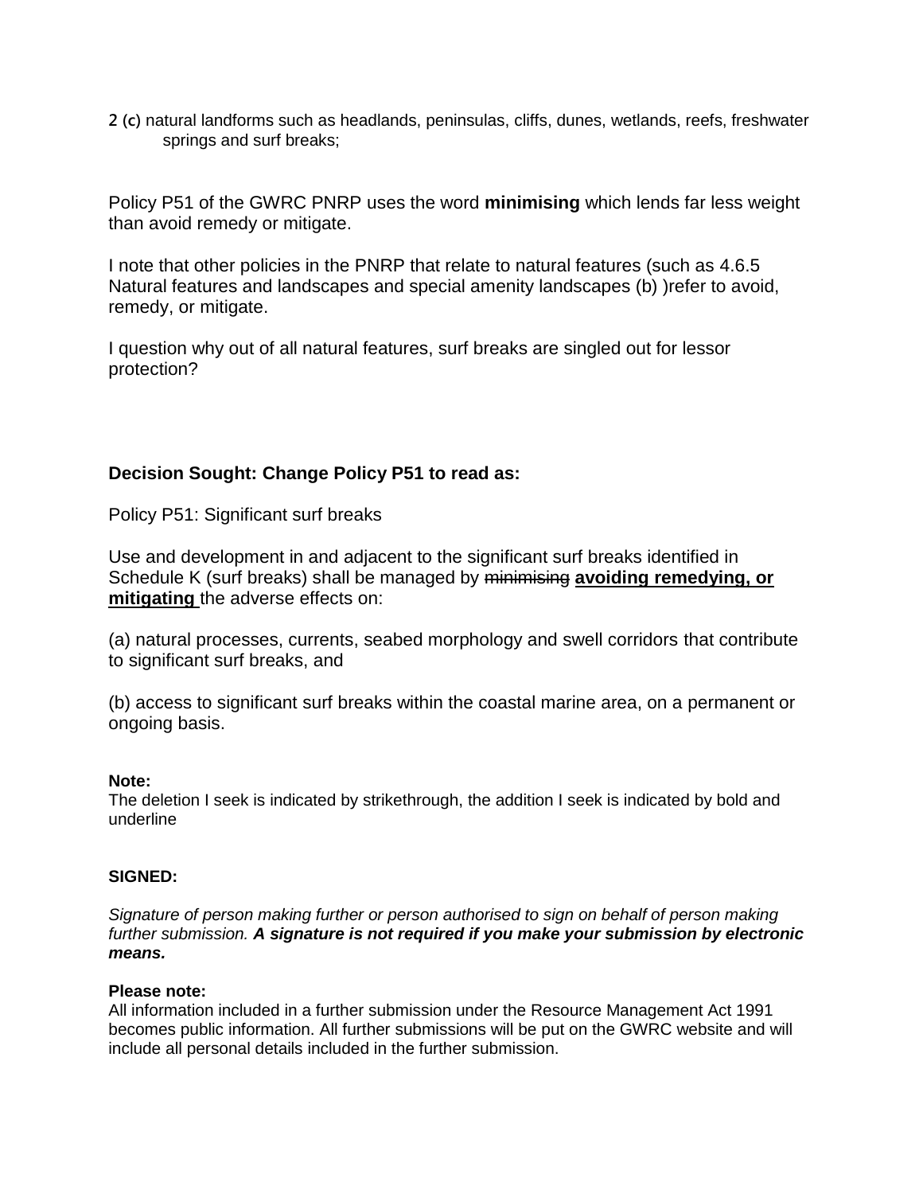2 (c) natural landforms such as headlands, peninsulas, cliffs, dunes, wetlands, reefs, freshwater springs and surf breaks;

Policy P51 of the GWRC PNRP uses the word **minimising** which lends far less weight than avoid remedy or mitigate.

I note that other policies in the PNRP that relate to natural features (such as 4.6.5 Natural features and landscapes and special amenity landscapes (b) )refer to avoid, remedy, or mitigate.

I question why out of all natural features, surf breaks are singled out for lessor protection?

**Decision Sought: Change Policy P51 to read as:**

Policy P51: Significant surf breaks

Use and development in and adjacent to the significant surf breaks identified in Schedule K (surf breaks) shall be managed by ~~minimising~~ <u>**avoiding remedying, or mitigating**</u> the adverse effects on:

(a) natural processes, currents, seabed morphology and swell corridors that contribute to significant surf breaks, and

(b) access to significant surf breaks within the coastal marine area, on a permanent or ongoing basis.

**Note:**
The deletion I seek is indicated by strikethrough, the addition I seek is indicated by bold and underline

**SIGNED:**

*Signature of person making further or person authorised to sign on behalf of person making further submission.* ***A signature is not required if you make your submission by electronic means.***

**Please note:**
All information included in a further submission under the Resource Management Act 1991 becomes public information. All further submissions will be put on the GWRC website and will include all personal details included in the further submission.